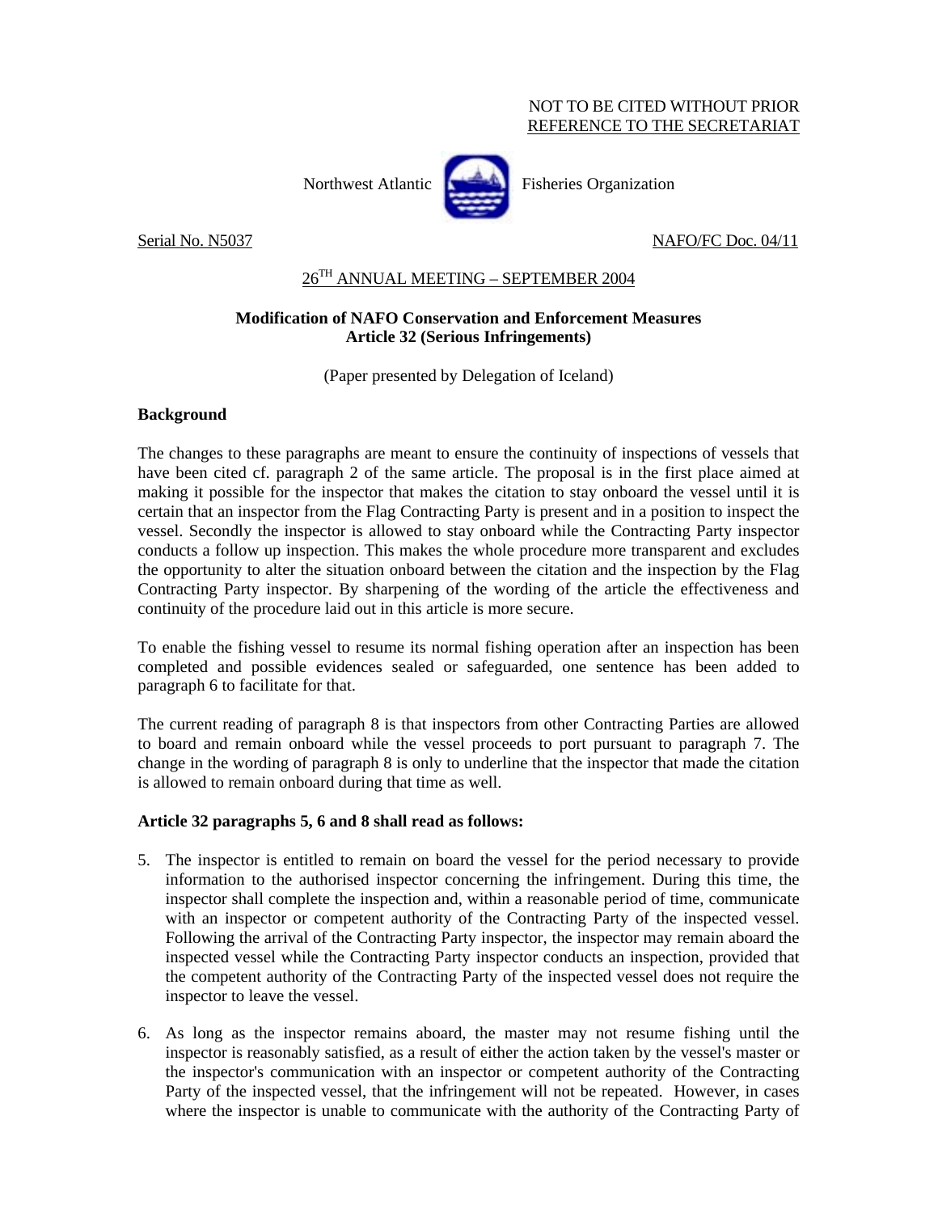NOT TO BE CITED WITHOUT PRIOR
REFERENCE TO THE SECRETARIAT

Northwest Atlantic Fisheries Organization

Serial No. N5037 NAFO/FC Doc. 04/11

26TH ANNUAL MEETING – SEPTEMBER 2004

**Modification of NAFO Conservation and Enforcement Measures**
**Article 32 (Serious Infringements)**

(Paper presented by Delegation of Iceland)

**Background**

The changes to these paragraphs are meant to ensure the continuity of inspections of vessels that have been cited cf. paragraph 2 of the same article. The proposal is in the first place aimed at making it possible for the inspector that makes the citation to stay onboard the vessel until it is certain that an inspector from the Flag Contracting Party is present and in a position to inspect the vessel. Secondly the inspector is allowed to stay onboard while the Contracting Party inspector conducts a follow up inspection. This makes the whole procedure more transparent and excludes the opportunity to alter the situation onboard between the citation and the inspection by the Flag Contracting Party inspector. By sharpening of the wording of the article the effectiveness and continuity of the procedure laid out in this article is more secure.

To enable the fishing vessel to resume its normal fishing operation after an inspection has been completed and possible evidences sealed or safeguarded, one sentence has been added to paragraph 6 to facilitate for that.

The current reading of paragraph 8 is that inspectors from other Contracting Parties are allowed to board and remain onboard while the vessel proceeds to port pursuant to paragraph 7. The change in the wording of paragraph 8 is only to underline that the inspector that made the citation is allowed to remain onboard during that time as well.

**Article 32 paragraphs 5, 6 and 8 shall read as follows:**

5. The inspector is entitled to remain on board the vessel for the period necessary to provide information to the authorised inspector concerning the infringement. During this time, the inspector shall complete the inspection and, within a reasonable period of time, communicate with an inspector or competent authority of the Contracting Party of the inspected vessel. Following the arrival of the Contracting Party inspector, the inspector may remain aboard the inspected vessel while the Contracting Party inspector conducts an inspection, provided that the competent authority of the Contracting Party of the inspected vessel does not require the inspector to leave the vessel.

6. As long as the inspector remains aboard, the master may not resume fishing until the inspector is reasonably satisfied, as a result of either the action taken by the vessel's master or the inspector's communication with an inspector or competent authority of the Contracting Party of the inspected vessel, that the infringement will not be repeated. However, in cases where the inspector is unable to communicate with the authority of the Contracting Party of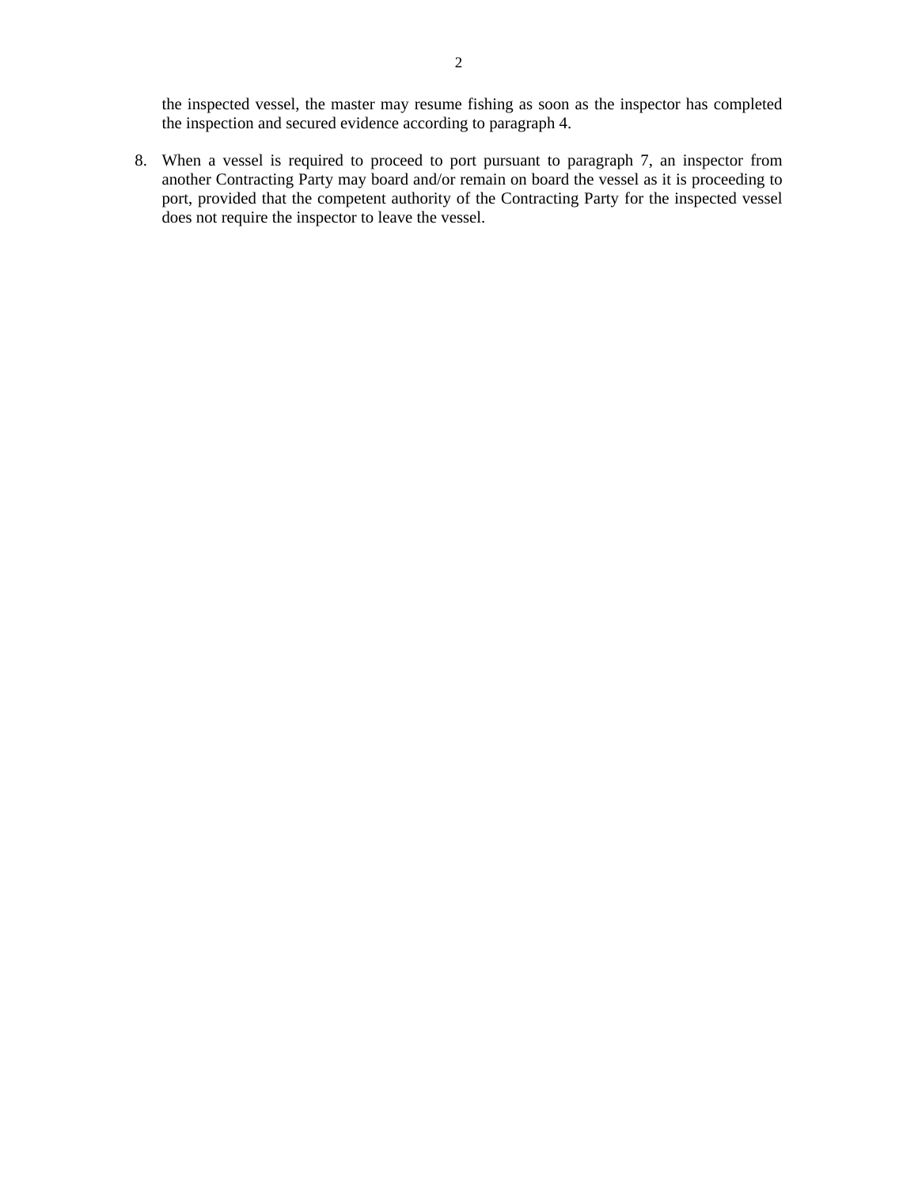the inspected vessel, the master may resume fishing as soon as the inspector has completed the inspection and secured evidence according to paragraph 4.

8. When a vessel is required to proceed to port pursuant to paragraph 7, an inspector from another Contracting Party may board and/or remain on board the vessel as it is proceeding to port, provided that the competent authority of the Contracting Party for the inspected vessel does not require the inspector to leave the vessel.